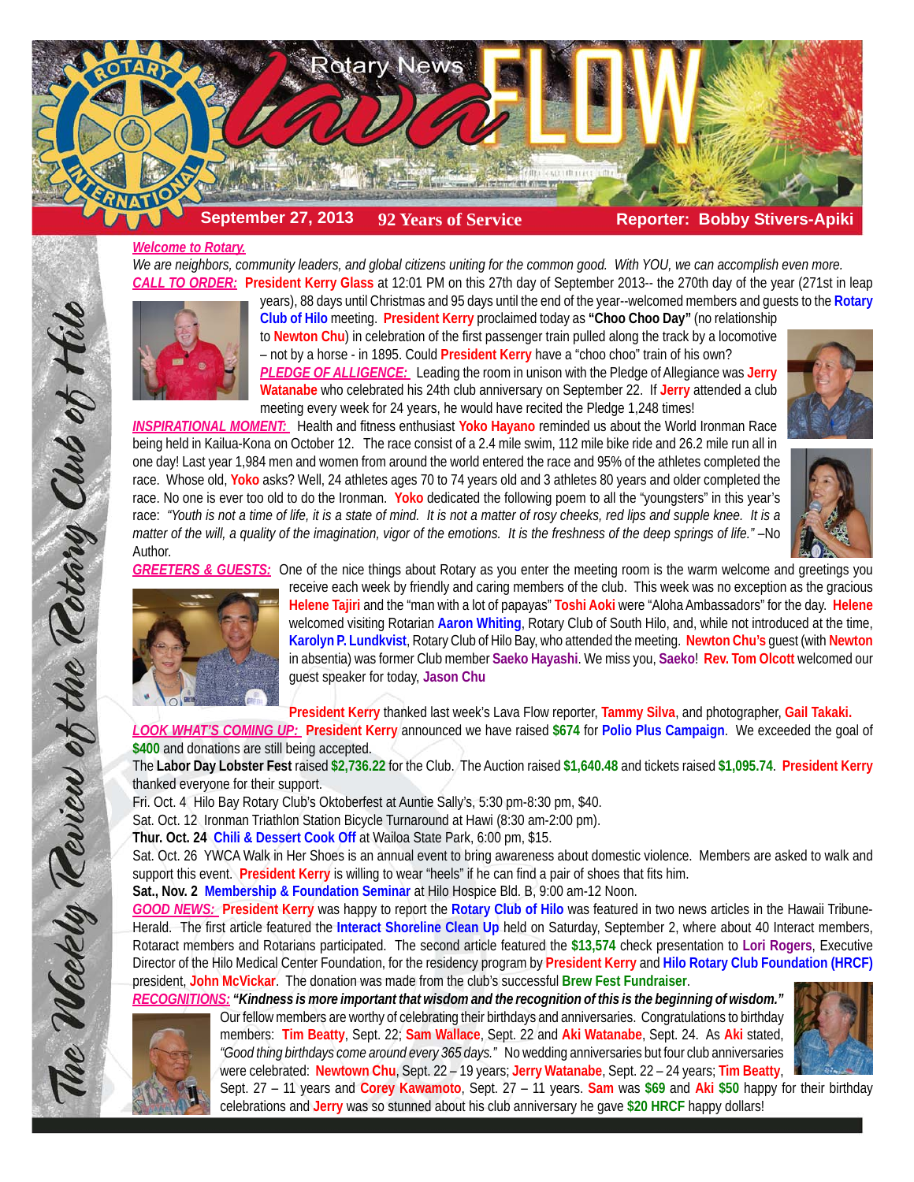# Rotary News Lava FLOW

**September 27, 2013** | **92 Years of Service** | **Reporter: Bobby Stivers-Apiki**

*The Weekly Review of the Rotary Club of Hilo*

***Welcome to Rotary.***

*We are neighbors, community leaders, and global citizens uniting for the common good. With YOU, we can accomplish even more.*

***CALL TO ORDER:*** **President Kerry Glass** at 12:01 PM on this 27th day of September 2013-- the 270th day of the year (271st in leap years), 88 days until Christmas and 95 days until the end of the year--welcomed members and guests to the **Rotary Club of Hilo** meeting. **President Kerry** proclaimed today as **"Choo Choo Day"** (no relationship to **Newton Chu**) in celebration of the first passenger train pulled along the track by a locomotive – not by a horse - in 1895. Could **President Kerry** have a "choo choo" train of his own?

***PLEDGE OF ALLIGENCE:*** Leading the room in unison with the Pledge of Allegiance was **Jerry Watanabe** who celebrated his 24th club anniversary on September 22. If **Jerry** attended a club meeting every week for 24 years, he would have recited the Pledge 1,248 times!

***INSPIRATIONAL MOMENT:*** Health and fitness enthusiast **Yoko Hayano** reminded us about the World Ironman Race being held in Kailua-Kona on October 12. The race consist of a 2.4 mile swim, 112 mile bike ride and 26.2 mile run all in one day! Last year 1,984 men and women from around the world entered the race and 95% of the athletes completed the race. Whose old, **Yoko** asks? Well, 24 athletes ages 70 to 74 years old and 3 athletes 80 years and older completed the race. No one is ever too old to do the Ironman. **Yoko** dedicated the following poem to all the "youngsters" in this year's race: *"Youth is not a time of life, it is a state of mind. It is not a matter of rosy cheeks, red lips and supple knee. It is a matter of the will, a quality of the imagination, vigor of the emotions. It is the freshness of the deep springs of life."* –No Author.

***GREETERS & GUESTS:*** One of the nice things about Rotary as you enter the meeting room is the warm welcome and greetings you receive each week by friendly and caring members of the club. This week was no exception as the gracious **Helene Tajiri** and the "man with a lot of papayas" **Toshi Aoki** were "Aloha Ambassadors" for the day. **Helene** welcomed visiting Rotarian **Aaron Whiting**, Rotary Club of South Hilo, and, while not introduced at the time, **Karolyn P. Lundkvist**, Rotary Club of Hilo Bay, who attended the meeting. **Newton Chu's** guest (with **Newton** in absentia) was former Club member **Saeko Hayashi**. We miss you, **Saeko**! **Rev. Tom Olcott** welcomed our guest speaker for today, **Jason Chu**

**President Kerry** thanked last week's Lava Flow reporter, **Tammy Silva**, and photographer, **Gail Takaki.**

***LOOK WHAT'S COMING UP:*** **President Kerry** announced we have raised **$674** for **Polio Plus Campaign**. We exceeded the goal of **$400** and donations are still being accepted.

The **Labor Day Lobster Fest** raised **$2,736.22** for the Club. The Auction raised **$1,640.48** and tickets raised **$1,095.74**. **President Kerry** thanked everyone for their support.

Fri. Oct. 4 Hilo Bay Rotary Club's Oktoberfest at Auntie Sally's, 5:30 pm-8:30 pm, $40.

Sat. Oct. 12 Ironman Triathlon Station Bicycle Turnaround at Hawi (8:30 am-2:00 pm).

**Thur. Oct. 24** **Chili & Dessert Cook Off** at Wailoa State Park, 6:00 pm, $15.

Sat. Oct. 26 YWCA Walk in Her Shoes is an annual event to bring awareness about domestic violence. Members are asked to walk and support this event. **President Kerry** is willing to wear "heels" if he can find a pair of shoes that fits him.

**Sat., Nov. 2** **Membership & Foundation Seminar** at Hilo Hospice Bld. B, 9:00 am-12 Noon.

***GOOD NEWS:*** **President Kerry** was happy to report the **Rotary Club of Hilo** was featured in two news articles in the Hawaii Tribune-Herald. The first article featured the **Interact Shoreline Clean Up** held on Saturday, September 2, where about 40 Interact members, Rotaract members and Rotarians participated. The second article featured the **$13,574** check presentation to **Lori Rogers**, Executive Director of the Hilo Medical Center Foundation, for the residency program by **President Kerry** and **Hilo Rotary Club Foundation (HRCF)** president, **John McVickar**. The donation was made from the club's successful **Brew Fest Fundraiser**.

***RECOGNITIONS:*** ***"Kindness is more important that wisdom and the recognition of this is the beginning of wisdom."*** Our fellow members are worthy of celebrating their birthdays and anniversaries. Congratulations to birthday members: **Tim Beatty**, Sept. 22; **Sam Wallace**, Sept. 22 and **Aki Watanabe**, Sept. 24. As **Aki** stated, *"Good thing birthdays come around every 365 days."* No wedding anniversaries but four club anniversaries were celebrated: **Newtown Chu**, Sept. 22 – 19 years; **Jerry Watanabe**, Sept. 22 – 24 years; **Tim Beatty**, Sept. 27 – 11 years and **Corey Kawamoto**, Sept. 27 – 11 years. **Sam** was **$69** and **Aki** **$50** happy for their birthday celebrations and **Jerry** was so stunned about his club anniversary he gave **$20 HRCF** happy dollars!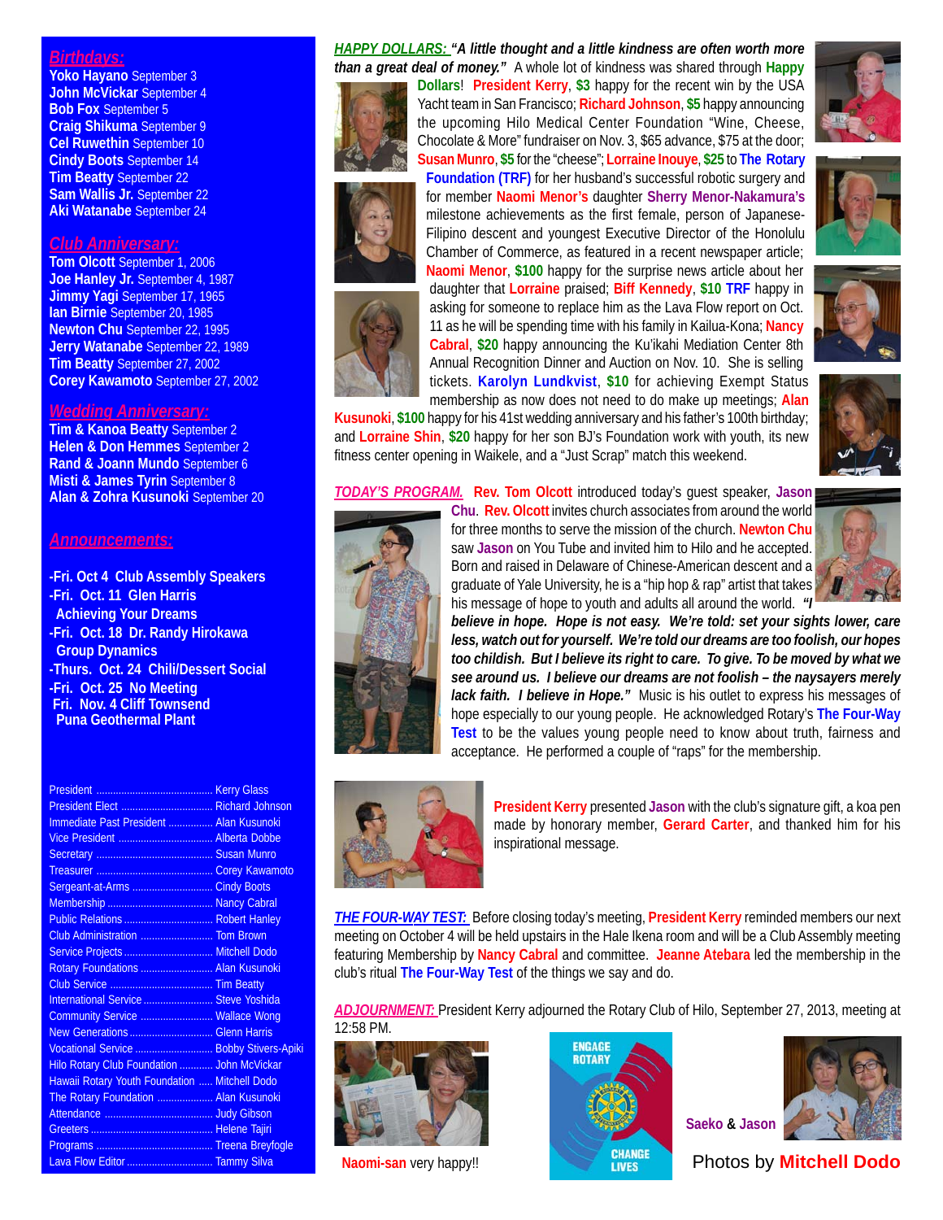## *Birthdays:*

**Yoko Hayano** September 3
**John McVickar** September 4
**Bob Fox** September 5
**Craig Shikuma** September 9
**Cel Ruwethin** September 10
**Cindy Boots** September 14
**Tim Beatty** September 22
**Sam Wallis Jr.** September 22
**Aki Watanabe** September 24

## *Club Anniversary:*

**Tom Olcott** September 1, 2006
**Joe Hanley Jr.** September 4, 1987
**Jimmy Yagi** September 17, 1965
**Ian Birnie** September 20, 1985
**Newton Chu** September 22, 1995
**Jerry Watanabe** September 22, 1989
**Tim Beatty** September 27, 2002
**Corey Kawamoto** September 27, 2002

## *Wedding Anniversary:*

**Tim & Kanoa Beatty** September 2
**Helen & Don Hemmes** September 2
**Rand & Joann Mundo** September 6
**Misti & James Tyrin** September 8
**Alan & Zohra Kusunoki** September 20

## *Announcements:*

**-Fri. Oct 4 Club Assembly Speakers**
**-Fri. Oct. 11 Glen Harris Achieving Your Dreams**
**-Fri. Oct. 18 Dr. Randy Hirokawa Group Dynamics**
**-Thurs. Oct. 24 Chili/Dessert Social**
**-Fri. Oct. 25 No Meeting**
**Fri. Nov. 4 Cliff Townsend Puna Geothermal Plant**

| | |
|---|---|
| President | Kerry Glass |
| President Elect | Richard Johnson |
| Immediate Past President | Alan Kusunoki |
| Vice President | Alberta Dobbe |
| Secretary | Susan Munro |
| Treasurer | Corey Kawamoto |
| Sergeant-at-Arms | Cindy Boots |
| Membership | Nancy Cabral |
| Public Relations | Robert Hanley |
| Club Administration | Tom Brown |
| Service Projects | Mitchell Dodo |
| Rotary Foundations | Alan Kusunoki |
| Club Service | Tim Beatty |
| International Service | Steve Yoshida |
| Community Service | Wallace Wong |
| New Generations | Glenn Harris |
| Vocational Service | Bobby Stivers-Apiki |
| Hilo Rotary Club Foundation | John McVickar |
| Hawaii Rotary Youth Foundation | Mitchell Dodo |
| The Rotary Foundation | Alan Kusunoki |
| Attendance | Judy Gibson |
| Greeters | Helene Tajiri |
| Programs | Treena Breyfogle |
| Lava Flow Editor | Tammy Silva |

***HAPPY DOLLARS:*** ***"A little thought and a little kindness are often worth more than a great deal of money."*** A whole lot of kindness was shared through **Happy Dollars**! **President Kerry**, **$3** happy for the recent win by the USA Yacht team in San Francisco; **Richard Johnson**, **$5** happy announcing the upcoming Hilo Medical Center Foundation "Wine, Cheese, Chocolate & More" fundraiser on Nov. 3, $65 advance, $75 at the door; **Susan Munro**, **$5** for the "cheese"; **Lorraine Inouye**, **$25** to **The Rotary Foundation (TRF)** for her husband's successful robotic surgery and for member **Naomi Menor's** daughter **Sherry Menor-Nakamura's** milestone achievements as the first female, person of Japanese-Filipino descent and youngest Executive Director of the Honolulu Chamber of Commerce, as featured in a recent newspaper article; **Naomi Menor**, **$100** happy for the surprise news article about her daughter that **Lorraine** praised; **Biff Kennedy**, **$10** **TRF** happy in asking for someone to replace him as the Lava Flow report on Oct. 11 as he will be spending time with his family in Kailua-Kona; **Nancy Cabral**, **$20** happy announcing the Ku'ikahi Mediation Center 8th Annual Recognition Dinner and Auction on Nov. 10. She is selling tickets. **Karolyn Lundkvist**, **$10** for achieving Exempt Status membership as now does not need to do make up meetings; **Alan Kusunoki**, **$100** happy for his 41st wedding anniversary and his father's 100th birthday; and **Lorraine Shin**, **$20** happy for her son BJ's Foundation work with youth, its new fitness center opening in Waikele, and a "Just Scrap" match this weekend.

***TODAY'S PROGRAM.*** **Rev. Tom Olcott** introduced today's guest speaker, **Jason Chu**. **Rev. Olcott** invites church associates from around the world for three months to serve the mission of the church. **Newton Chu** saw **Jason** on You Tube and invited him to Hilo and he accepted. Born and raised in Delaware of Chinese-American descent and a graduate of Yale University, he is a "hip hop & rap" artist that takes his message of hope to youth and adults all around the world. ***"I believe in hope. Hope is not easy. We're told: set your sights lower, care less, watch out for yourself. We're told our dreams are too foolish, our hopes too childish. But I believe its right to care. To give. To be moved by what we see around us. I believe our dreams are not foolish – the naysayers merely lack faith. I believe in Hope."*** Music is his outlet to express his messages of hope especially to our young people. He acknowledged Rotary's **The Four-Way Test** to be the values young people need to know about truth, fairness and acceptance. He performed a couple of "raps" for the membership.

**President Kerry** presented **Jason** with the club's signature gift, a koa pen made by honorary member, **Gerard Carter**, and thanked him for his inspirational message.

***THE FOUR-WAY TEST:*** Before closing today's meeting, **President Kerry** reminded members our next meeting on October 4 will be held upstairs in the Hale Ikena room and will be a Club Assembly meeting featuring Membership by **Nancy Cabral** and committee. **Jeanne Atebara** led the membership in the club's ritual **The Four-Way Test** of the things we say and do.

***ADJOURNMENT:*** President Kerry adjourned the Rotary Club of Hilo, September 27, 2013, meeting at 12:58 PM.

**Naomi-san** very happy!!

ENGAGE ROTARY
CHANGE LIVES

**Saeko** & **Jason**

Photos by **Mitchell Dodo**